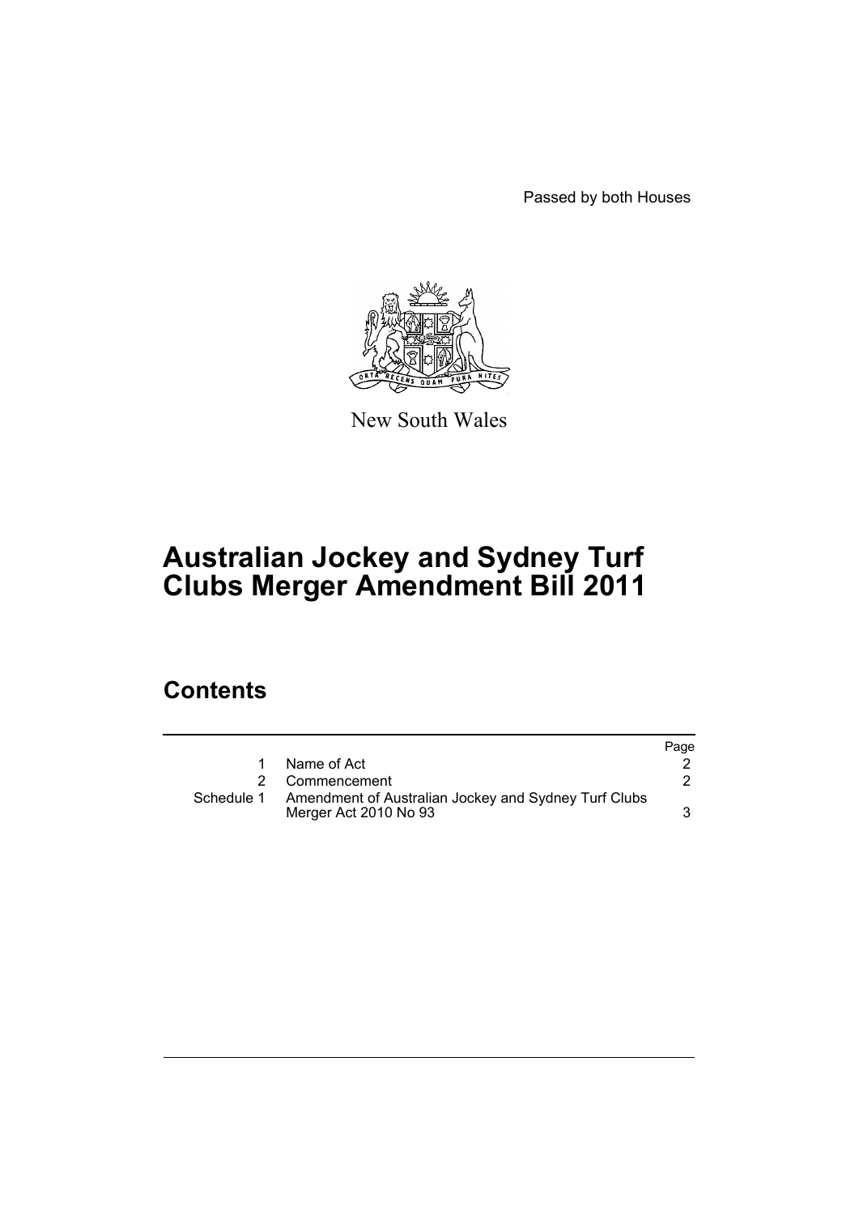Passed by both Houses

New South Wales

# Australian Jockey and Sydney Turf Clubs Merger Amendment Bill 2011

## Contents

| | | Page |
|---|---|---|
| 1 | Name of Act | 2 |
| 2 | Commencement | 2 |
| Schedule 1 | Amendment of Australian Jockey and Sydney Turf Clubs Merger Act 2010 No 93 | 3 |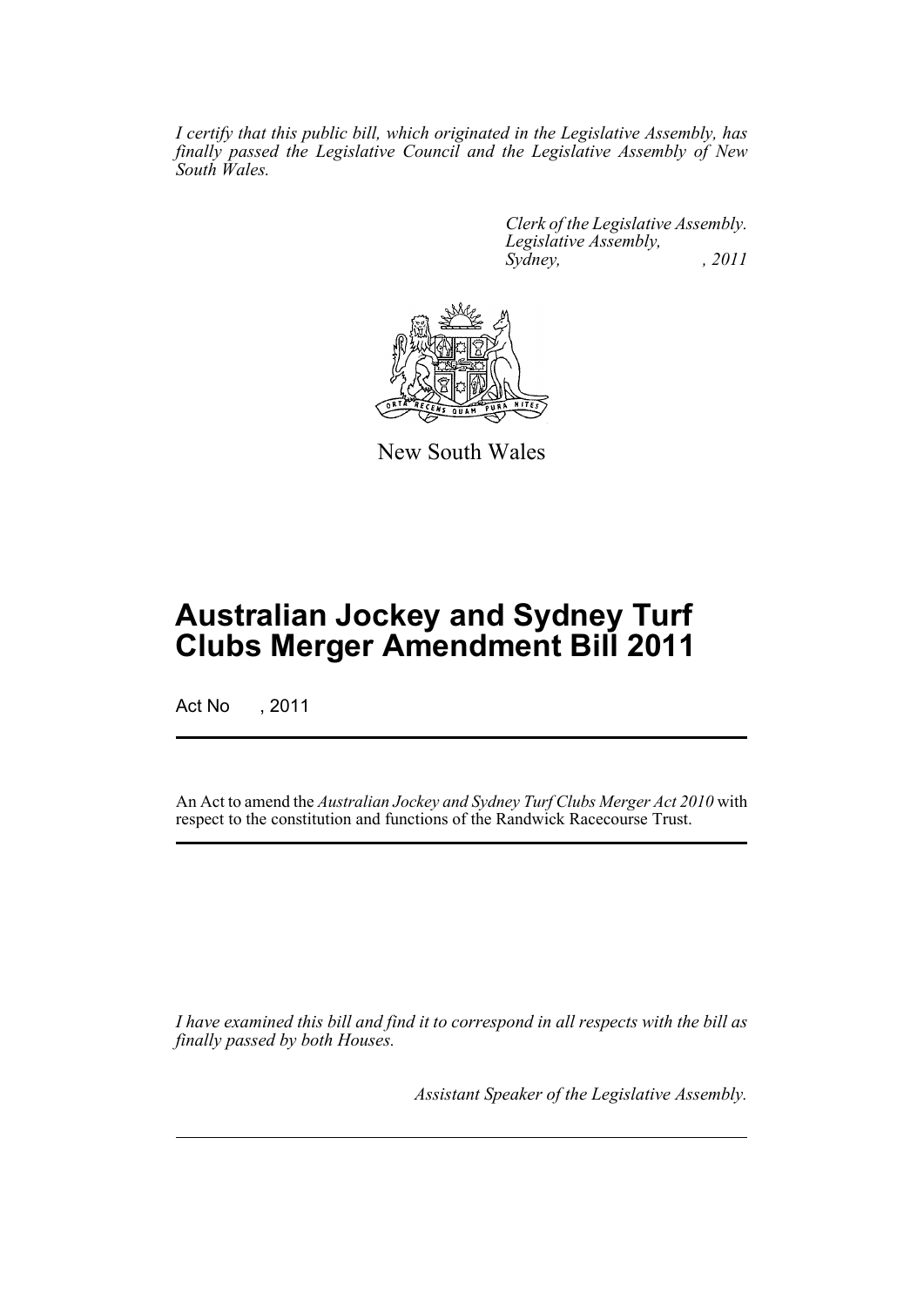*I certify that this public bill, which originated in the Legislative Assembly, has finally passed the Legislative Council and the Legislative Assembly of New South Wales.*

*Clerk of the Legislative Assembly.*
*Legislative Assembly,*
*Sydney, , 2011*

New South Wales

# Australian Jockey and Sydney Turf Clubs Merger Amendment Bill 2011

Act No , 2011

An Act to amend the *Australian Jockey and Sydney Turf Clubs Merger Act 2010* with respect to the constitution and functions of the Randwick Racecourse Trust.

*I have examined this bill and find it to correspond in all respects with the bill as finally passed by both Houses.*

*Assistant Speaker of the Legislative Assembly.*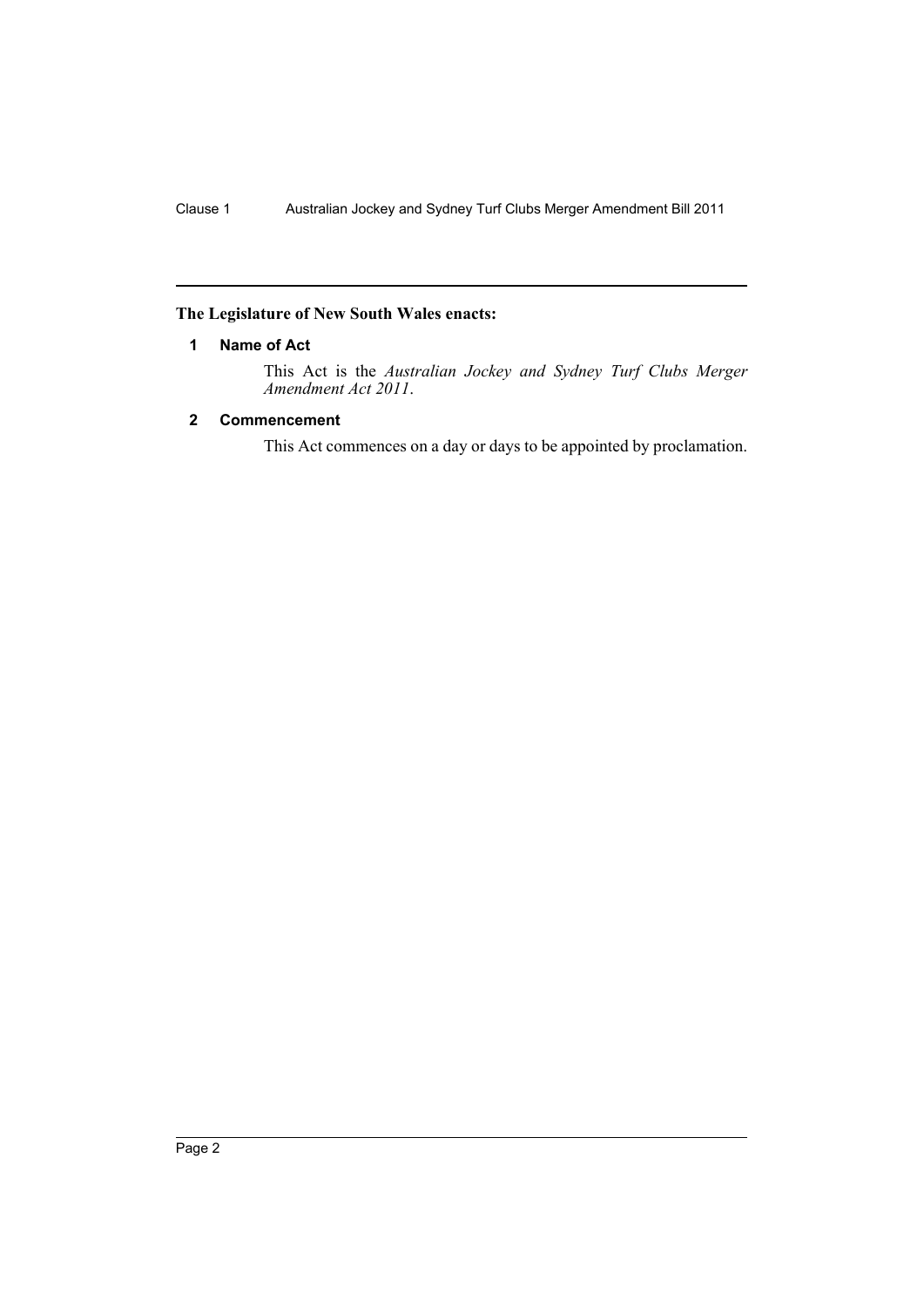**The Legislature of New South Wales enacts:**

### 1 Name of Act

This Act is the *Australian Jockey and Sydney Turf Clubs Merger Amendment Act 2011*.

### 2 Commencement

This Act commences on a day or days to be appointed by proclamation.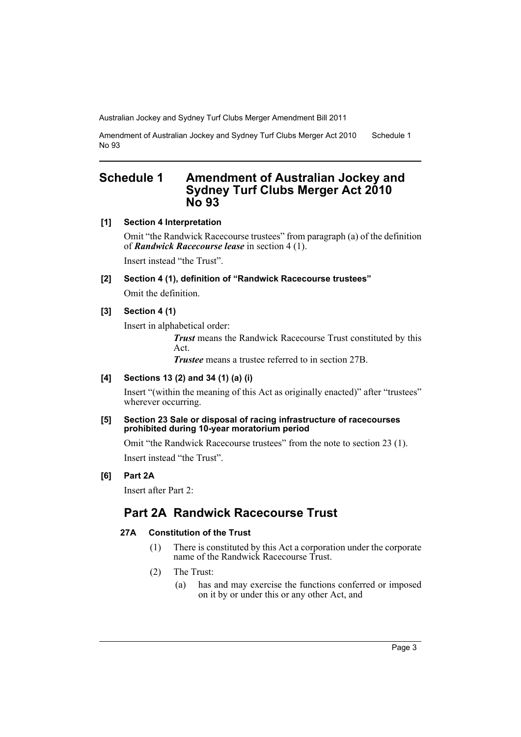# Schedule 1 Amendment of Australian Jockey and Sydney Turf Clubs Merger Act 2010 No 93

**[1] Section 4 Interpretation**

Omit "the Randwick Racecourse trustees" from paragraph (a) of the definition of ***Randwick Racecourse lease*** in section 4 (1).

Insert instead "the Trust".

**[2] Section 4 (1), definition of "Randwick Racecourse trustees"**

Omit the definition.

**[3] Section 4 (1)**

Insert in alphabetical order:

> ***Trust*** means the Randwick Racecourse Trust constituted by this Act.
>
> ***Trustee*** means a trustee referred to in section 27B.

**[4] Sections 13 (2) and 34 (1) (a) (i)**

Insert "(within the meaning of this Act as originally enacted)" after "trustees" wherever occurring.

**[5] Section 23 Sale or disposal of racing infrastructure of racecourses prohibited during 10-year moratorium period**

Omit "the Randwick Racecourse trustees" from the note to section 23 (1).

Insert instead "the Trust".

**[6] Part 2A**

Insert after Part 2:

## Part 2A Randwick Racecourse Trust

**27A Constitution of the Trust**

(1) There is constituted by this Act a corporation under the corporate name of the Randwick Racecourse Trust.

(2) The Trust:

(a) has and may exercise the functions conferred or imposed on it by or under this or any other Act, and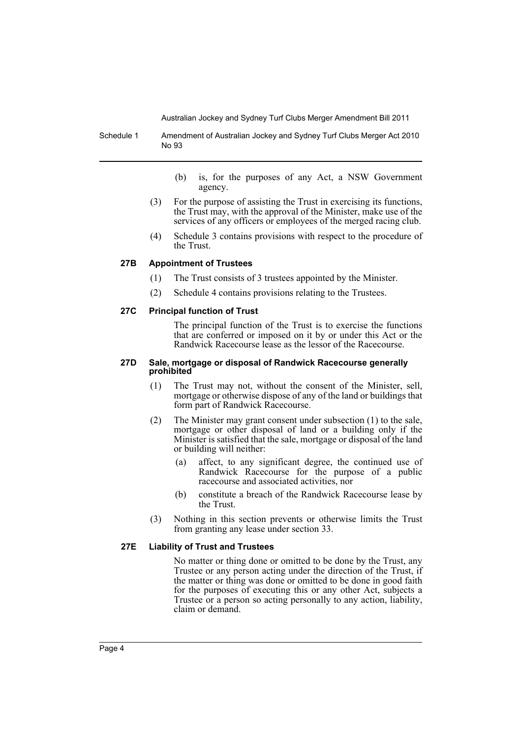(b) is, for the purposes of any Act, a NSW Government agency.

(3) For the purpose of assisting the Trust in exercising its functions, the Trust may, with the approval of the Minister, make use of the services of any officers or employees of the merged racing club.

(4) Schedule 3 contains provisions with respect to the procedure of the Trust.

### 27B Appointment of Trustees

(1) The Trust consists of 3 trustees appointed by the Minister.

(2) Schedule 4 contains provisions relating to the Trustees.

### 27C Principal function of Trust

The principal function of the Trust is to exercise the functions that are conferred or imposed on it by or under this Act or the Randwick Racecourse lease as the lessor of the Racecourse.

### 27D Sale, mortgage or disposal of Randwick Racecourse generally prohibited

(1) The Trust may not, without the consent of the Minister, sell, mortgage or otherwise dispose of any of the land or buildings that form part of Randwick Racecourse.

(2) The Minister may grant consent under subsection (1) to the sale, mortgage or other disposal of land or a building only if the Minister is satisfied that the sale, mortgage or disposal of the land or building will neither:

(a) affect, to any significant degree, the continued use of Randwick Racecourse for the purpose of a public racecourse and associated activities, nor

(b) constitute a breach of the Randwick Racecourse lease by the Trust.

(3) Nothing in this section prevents or otherwise limits the Trust from granting any lease under section 33.

### 27E Liability of Trust and Trustees

No matter or thing done or omitted to be done by the Trust, any Trustee or any person acting under the direction of the Trust, if the matter or thing was done or omitted to be done in good faith for the purposes of executing this or any other Act, subjects a Trustee or a person so acting personally to any action, liability, claim or demand.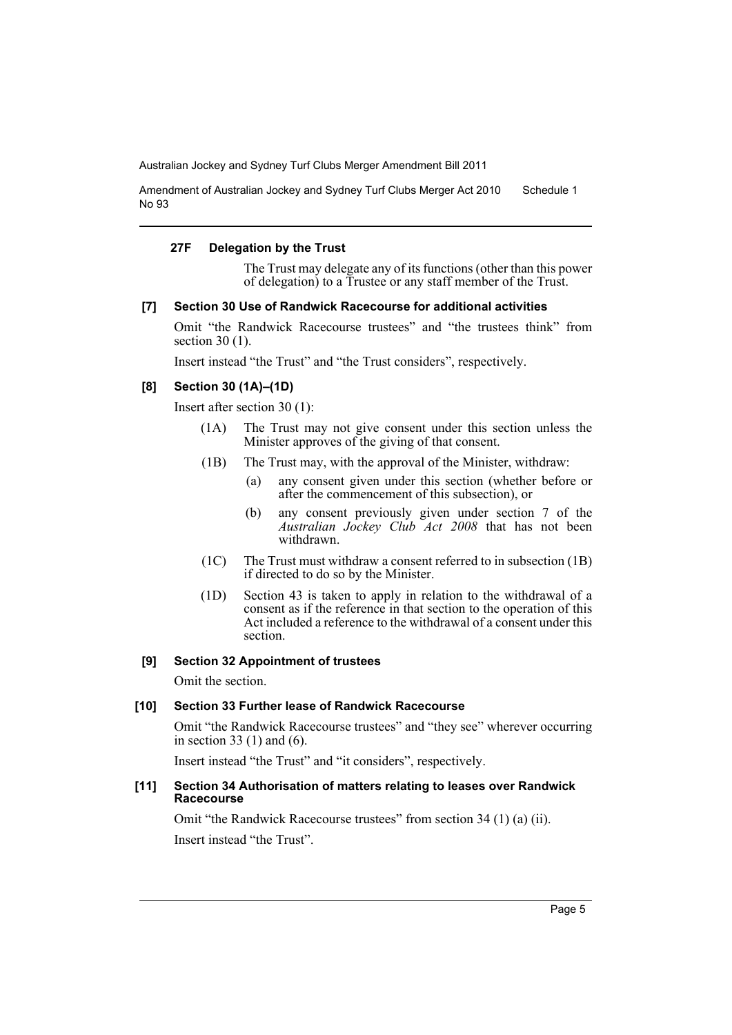#### 27F Delegation by the Trust

The Trust may delegate any of its functions (other than this power of delegation) to a Trustee or any staff member of the Trust.

#### [7] Section 30 Use of Randwick Racecourse for additional activities

Omit "the Randwick Racecourse trustees" and "the trustees think" from section 30 (1).

Insert instead "the Trust" and "the Trust considers", respectively.

#### [8] Section 30 (1A)–(1D)

Insert after section 30 (1):

(1A) The Trust may not give consent under this section unless the Minister approves of the giving of that consent.

(1B) The Trust may, with the approval of the Minister, withdraw:

- (a) any consent given under this section (whether before or after the commencement of this subsection), or
- (b) any consent previously given under section 7 of the *Australian Jockey Club Act 2008* that has not been withdrawn.

(1C) The Trust must withdraw a consent referred to in subsection (1B) if directed to do so by the Minister.

(1D) Section 43 is taken to apply in relation to the withdrawal of a consent as if the reference in that section to the operation of this Act included a reference to the withdrawal of a consent under this section.

#### [9] Section 32 Appointment of trustees

Omit the section.

#### [10] Section 33 Further lease of Randwick Racecourse

Omit "the Randwick Racecourse trustees" and "they see" wherever occurring in section 33 (1) and (6).

Insert instead "the Trust" and "it considers", respectively.

#### [11] Section 34 Authorisation of matters relating to leases over Randwick Racecourse

Omit "the Randwick Racecourse trustees" from section 34 (1) (a) (ii).

Insert instead "the Trust".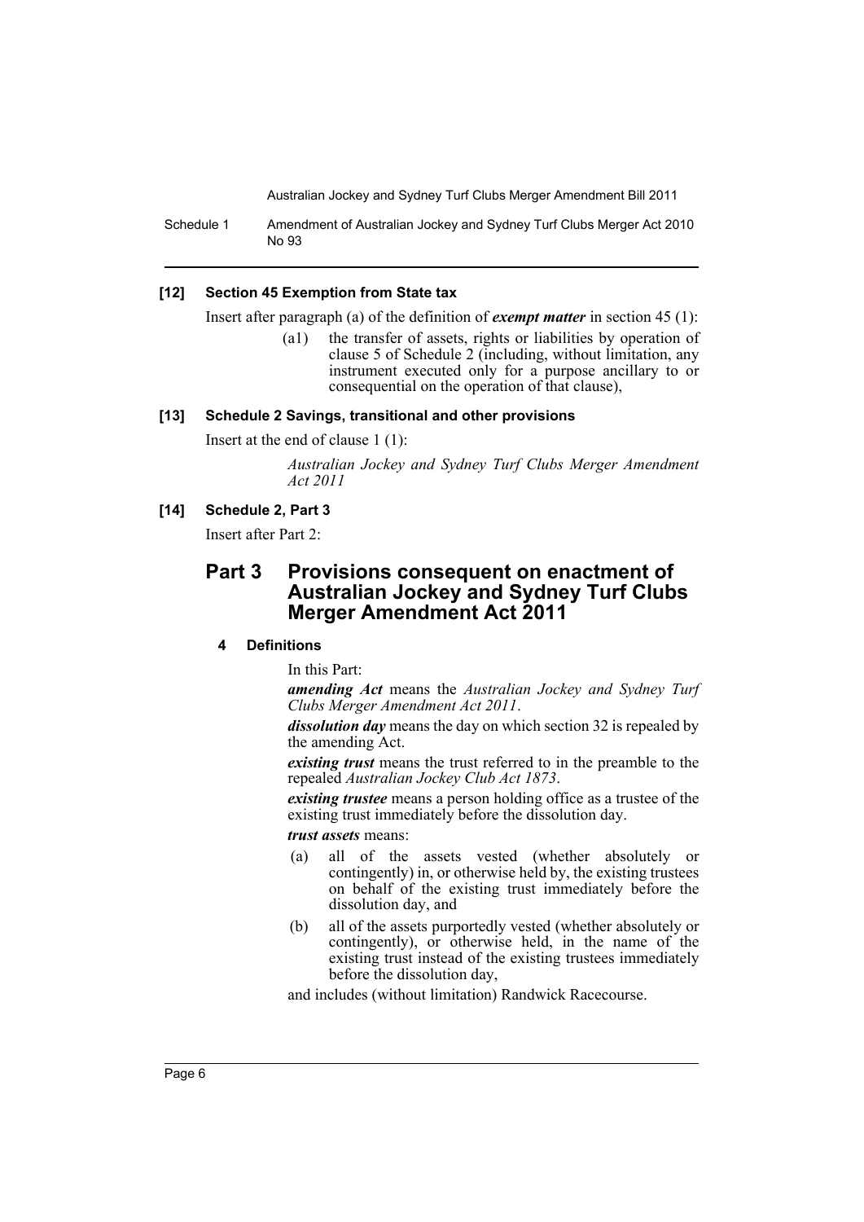**[12] Section 45 Exemption from State tax**

Insert after paragraph (a) of the definition of ***exempt matter*** in section 45 (1):

> (a1) the transfer of assets, rights or liabilities by operation of clause 5 of Schedule 2 (including, without limitation, any instrument executed only for a purpose ancillary to or consequential on the operation of that clause),

**[13] Schedule 2 Savings, transitional and other provisions**

Insert at the end of clause 1 (1):

> *Australian Jockey and Sydney Turf Clubs Merger Amendment Act 2011*

**[14] Schedule 2, Part 3**

Insert after Part 2:

## Part 3 Provisions consequent on enactment of Australian Jockey and Sydney Turf Clubs Merger Amendment Act 2011

### 4 Definitions

In this Part:

***amending Act*** means the *Australian Jockey and Sydney Turf Clubs Merger Amendment Act 2011*.

***dissolution day*** means the day on which section 32 is repealed by the amending Act.

***existing trust*** means the trust referred to in the preamble to the repealed *Australian Jockey Club Act 1873*.

***existing trustee*** means a person holding office as a trustee of the existing trust immediately before the dissolution day.

***trust assets*** means:

(a) all of the assets vested (whether absolutely or contingently) in, or otherwise held by, the existing trustees on behalf of the existing trust immediately before the dissolution day, and

(b) all of the assets purportedly vested (whether absolutely or contingently), or otherwise held, in the name of the existing trust instead of the existing trustees immediately before the dissolution day,

and includes (without limitation) Randwick Racecourse.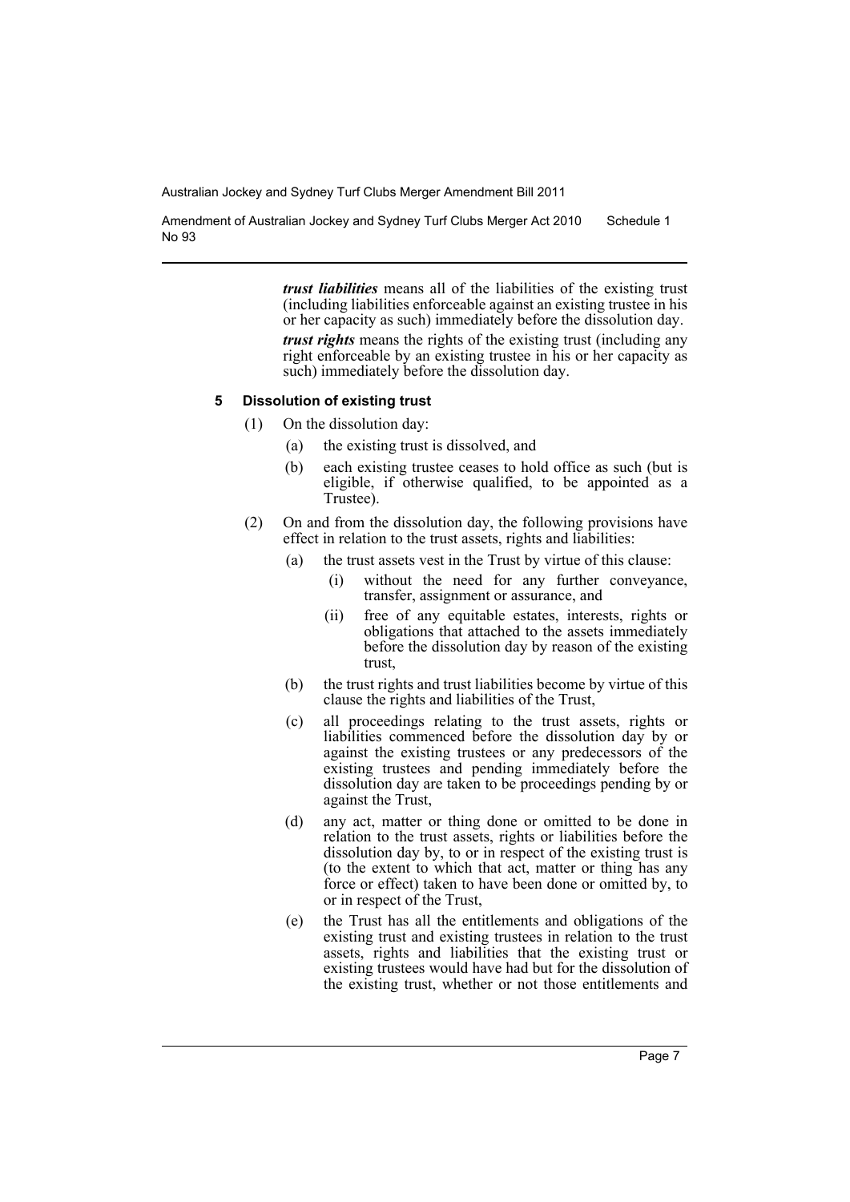***trust liabilities*** means all of the liabilities of the existing trust (including liabilities enforceable against an existing trustee in his or her capacity as such) immediately before the dissolution day.

***trust rights*** means the rights of the existing trust (including any right enforceable by an existing trustee in his or her capacity as such) immediately before the dissolution day.

**5 Dissolution of existing trust**

(1) On the dissolution day:

- (a) the existing trust is dissolved, and
- (b) each existing trustee ceases to hold office as such (but is eligible, if otherwise qualified, to be appointed as a Trustee).

(2) On and from the dissolution day, the following provisions have effect in relation to the trust assets, rights and liabilities:

- (a) the trust assets vest in the Trust by virtue of this clause:
  - (i) without the need for any further conveyance, transfer, assignment or assurance, and
  - (ii) free of any equitable estates, interests, rights or obligations that attached to the assets immediately before the dissolution day by reason of the existing trust,
- (b) the trust rights and trust liabilities become by virtue of this clause the rights and liabilities of the Trust,
- (c) all proceedings relating to the trust assets, rights or liabilities commenced before the dissolution day by or against the existing trustees or any predecessors of the existing trustees and pending immediately before the dissolution day are taken to be proceedings pending by or against the Trust,
- (d) any act, matter or thing done or omitted to be done in relation to the trust assets, rights or liabilities before the dissolution day by, to or in respect of the existing trust is (to the extent to which that act, matter or thing has any force or effect) taken to have been done or omitted by, to or in respect of the Trust,
- (e) the Trust has all the entitlements and obligations of the existing trust and existing trustees in relation to the trust assets, rights and liabilities that the existing trust or existing trustees would have had but for the dissolution of the existing trust, whether or not those entitlements and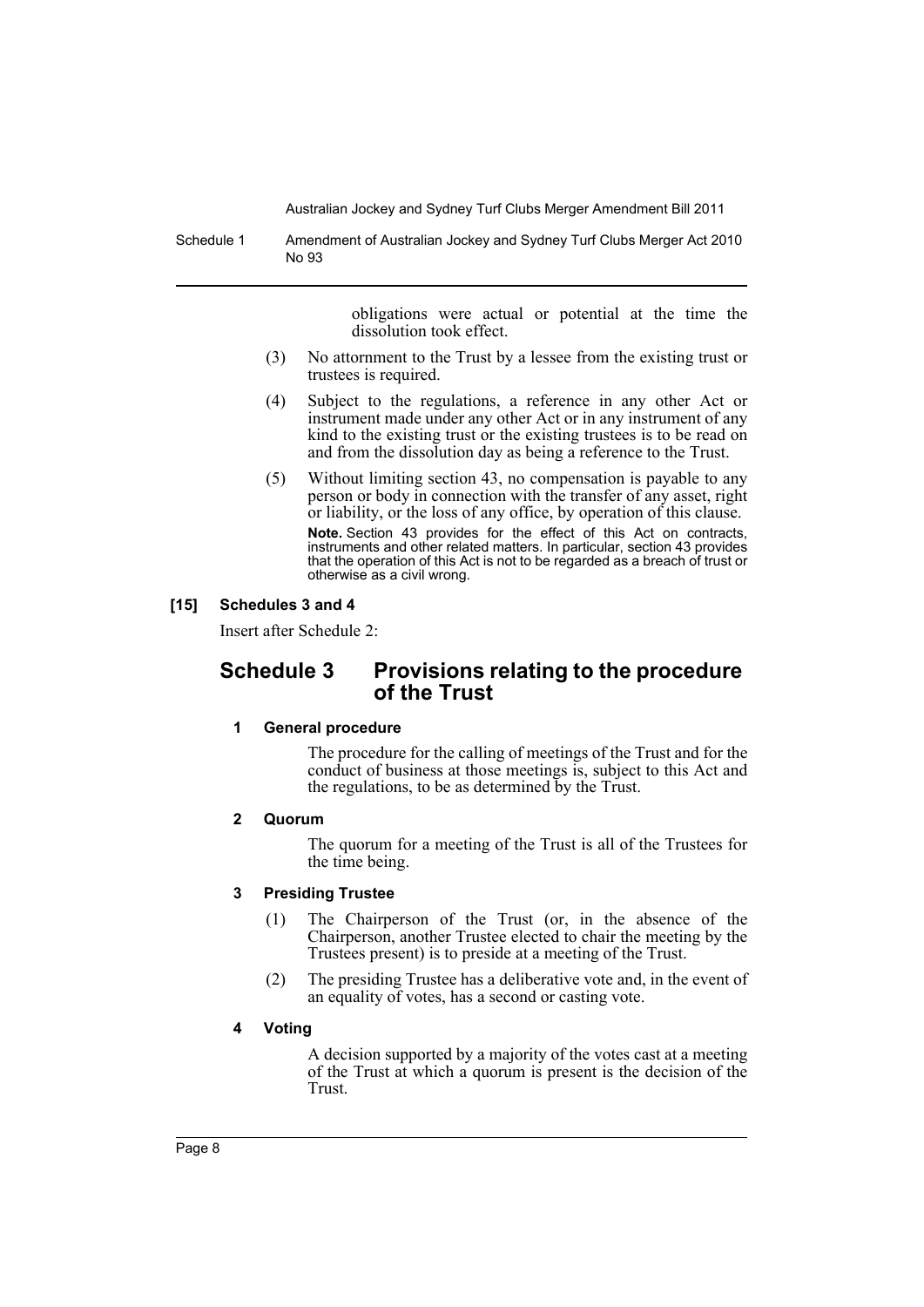obligations were actual or potential at the time the dissolution took effect.

(3) No attornment to the Trust by a lessee from the existing trust or trustees is required.

(4) Subject to the regulations, a reference in any other Act or instrument made under any other Act or in any instrument of any kind to the existing trust or the existing trustees is to be read on and from the dissolution day as being a reference to the Trust.

(5) Without limiting section 43, no compensation is payable to any person or body in connection with the transfer of any asset, right or liability, or the loss of any office, by operation of this clause.

**Note.** Section 43 provides for the effect of this Act on contracts, instruments and other related matters. In particular, section 43 provides that the operation of this Act is not to be regarded as a breach of trust or otherwise as a civil wrong.

### [15] Schedules 3 and 4

Insert after Schedule 2:

## Schedule 3 Provisions relating to the procedure of the Trust

#### 1 General procedure

The procedure for the calling of meetings of the Trust and for the conduct of business at those meetings is, subject to this Act and the regulations, to be as determined by the Trust.

#### 2 Quorum

The quorum for a meeting of the Trust is all of the Trustees for the time being.

#### 3 Presiding Trustee

(1) The Chairperson of the Trust (or, in the absence of the Chairperson, another Trustee elected to chair the meeting by the Trustees present) is to preside at a meeting of the Trust.

(2) The presiding Trustee has a deliberative vote and, in the event of an equality of votes, has a second or casting vote.

#### 4 Voting

A decision supported by a majority of the votes cast at a meeting of the Trust at which a quorum is present is the decision of the Trust.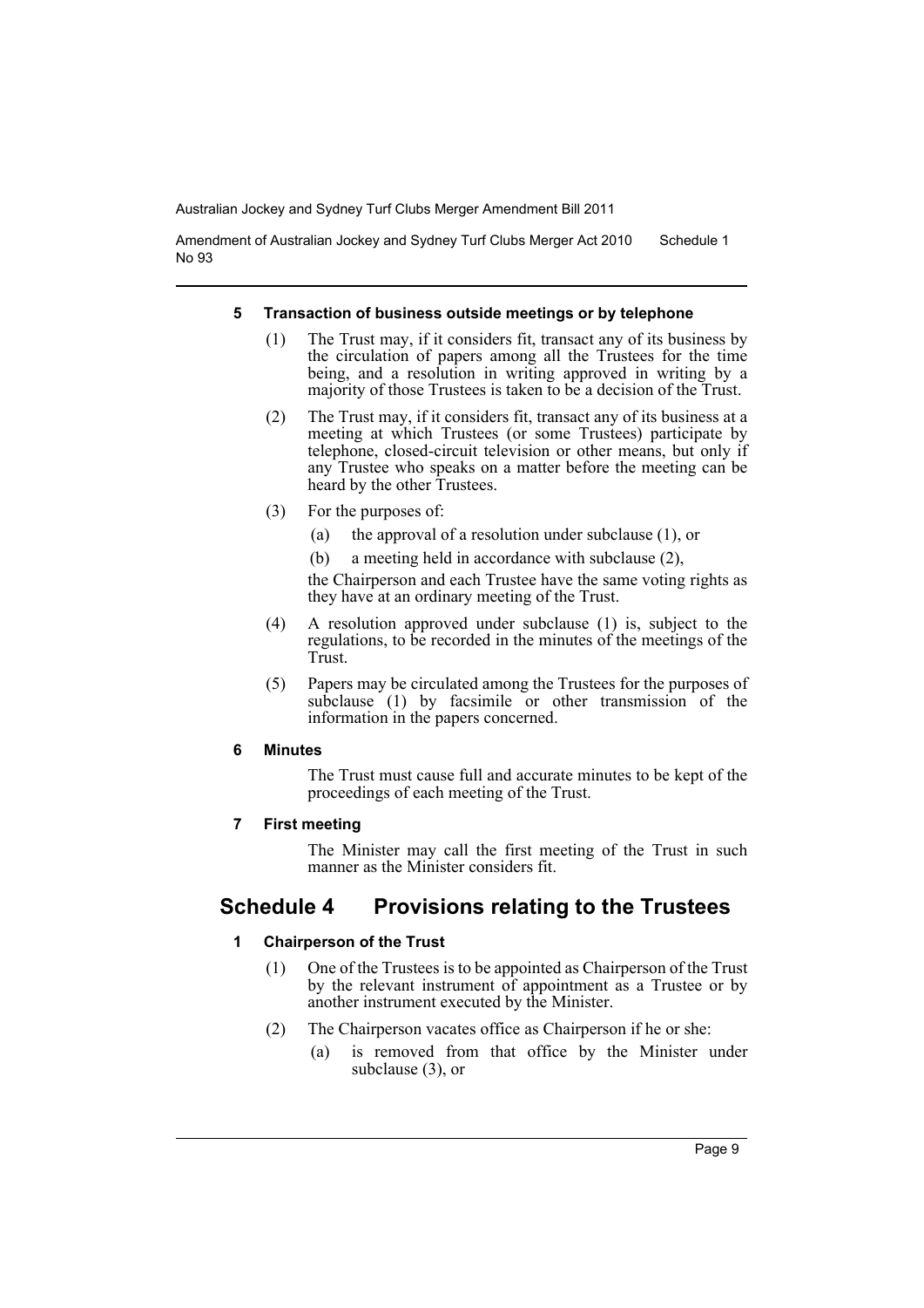#### 5 Transaction of business outside meetings or by telephone

(1) The Trust may, if it considers fit, transact any of its business by the circulation of papers among all the Trustees for the time being, and a resolution in writing approved in writing by a majority of those Trustees is taken to be a decision of the Trust.

(2) The Trust may, if it considers fit, transact any of its business at a meeting at which Trustees (or some Trustees) participate by telephone, closed-circuit television or other means, but only if any Trustee who speaks on a matter before the meeting can be heard by the other Trustees.

(3) For the purposes of:

(a) the approval of a resolution under subclause (1), or

(b) a meeting held in accordance with subclause (2),

the Chairperson and each Trustee have the same voting rights as they have at an ordinary meeting of the Trust.

(4) A resolution approved under subclause (1) is, subject to the regulations, to be recorded in the minutes of the meetings of the Trust.

(5) Papers may be circulated among the Trustees for the purposes of subclause (1) by facsimile or other transmission of the information in the papers concerned.

#### 6 Minutes

The Trust must cause full and accurate minutes to be kept of the proceedings of each meeting of the Trust.

#### 7 First meeting

The Minister may call the first meeting of the Trust in such manner as the Minister considers fit.

## Schedule 4 Provisions relating to the Trustees

#### 1 Chairperson of the Trust

(1) One of the Trustees is to be appointed as Chairperson of the Trust by the relevant instrument of appointment as a Trustee or by another instrument executed by the Minister.

(2) The Chairperson vacates office as Chairperson if he or she:

(a) is removed from that office by the Minister under subclause (3), or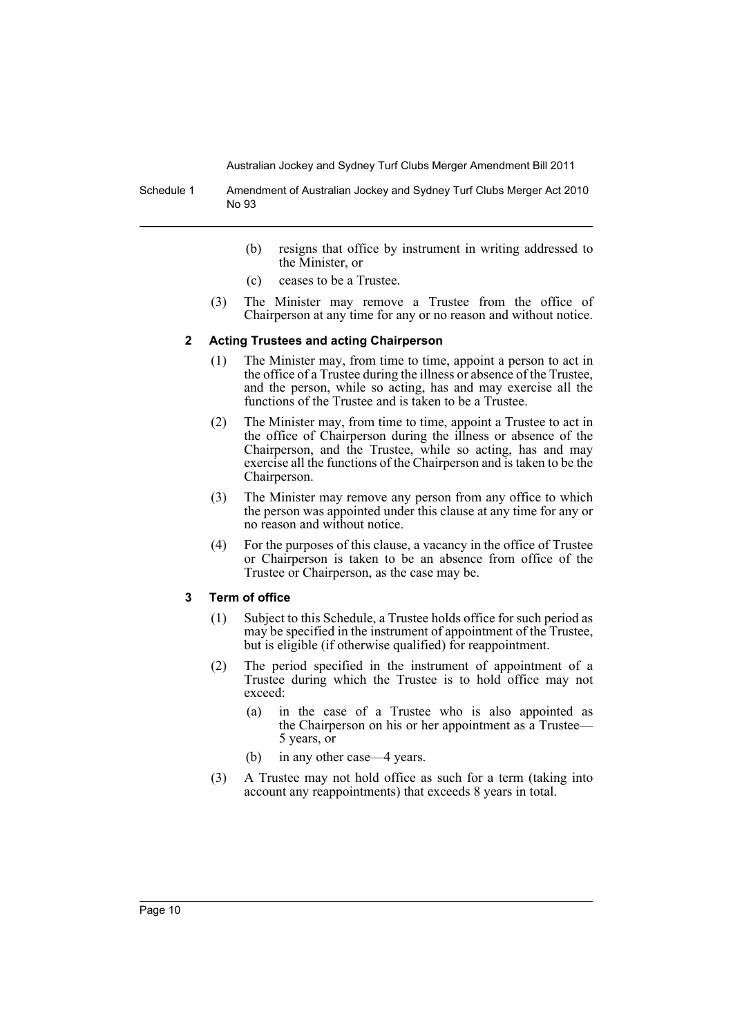(b) resigns that office by instrument in writing addressed to the Minister, or

(c) ceases to be a Trustee.

(3) The Minister may remove a Trustee from the office of Chairperson at any time for any or no reason and without notice.

### 2 Acting Trustees and acting Chairperson

(1) The Minister may, from time to time, appoint a person to act in the office of a Trustee during the illness or absence of the Trustee, and the person, while so acting, has and may exercise all the functions of the Trustee and is taken to be a Trustee.

(2) The Minister may, from time to time, appoint a Trustee to act in the office of Chairperson during the illness or absence of the Chairperson, and the Trustee, while so acting, has and may exercise all the functions of the Chairperson and is taken to be the Chairperson.

(3) The Minister may remove any person from any office to which the person was appointed under this clause at any time for any or no reason and without notice.

(4) For the purposes of this clause, a vacancy in the office of Trustee or Chairperson is taken to be an absence from office of the Trustee or Chairperson, as the case may be.

### 3 Term of office

(1) Subject to this Schedule, a Trustee holds office for such period as may be specified in the instrument of appointment of the Trustee, but is eligible (if otherwise qualified) for reappointment.

(2) The period specified in the instrument of appointment of a Trustee during which the Trustee is to hold office may not exceed:

(a) in the case of a Trustee who is also appointed as the Chairperson on his or her appointment as a Trustee—5 years, or

(b) in any other case—4 years.

(3) A Trustee may not hold office as such for a term (taking into account any reappointments) that exceeds 8 years in total.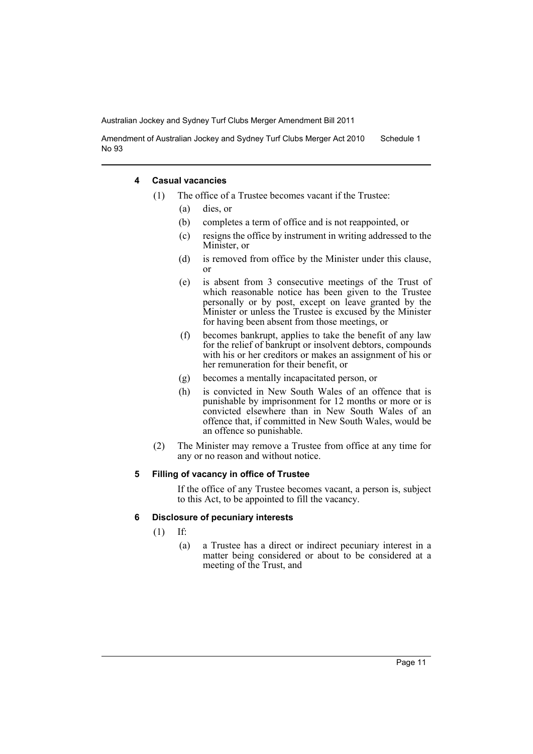#### 4 Casual vacancies

(1) The office of a Trustee becomes vacant if the Trustee:

- (a) dies, or
- (b) completes a term of office and is not reappointed, or
- (c) resigns the office by instrument in writing addressed to the Minister, or
- (d) is removed from office by the Minister under this clause, or
- (e) is absent from 3 consecutive meetings of the Trust of which reasonable notice has been given to the Trustee personally or by post, except on leave granted by the Minister or unless the Trustee is excused by the Minister for having been absent from those meetings, or
- (f) becomes bankrupt, applies to take the benefit of any law for the relief of bankrupt or insolvent debtors, compounds with his or her creditors or makes an assignment of his or her remuneration for their benefit, or
- (g) becomes a mentally incapacitated person, or
- (h) is convicted in New South Wales of an offence that is punishable by imprisonment for 12 months or more or is convicted elsewhere than in New South Wales of an offence that, if committed in New South Wales, would be an offence so punishable.

(2) The Minister may remove a Trustee from office at any time for any or no reason and without notice.

#### 5 Filling of vacancy in office of Trustee

If the office of any Trustee becomes vacant, a person is, subject to this Act, to be appointed to fill the vacancy.

#### 6 Disclosure of pecuniary interests

(1) If:

- (a) a Trustee has a direct or indirect pecuniary interest in a matter being considered or about to be considered at a meeting of the Trust, and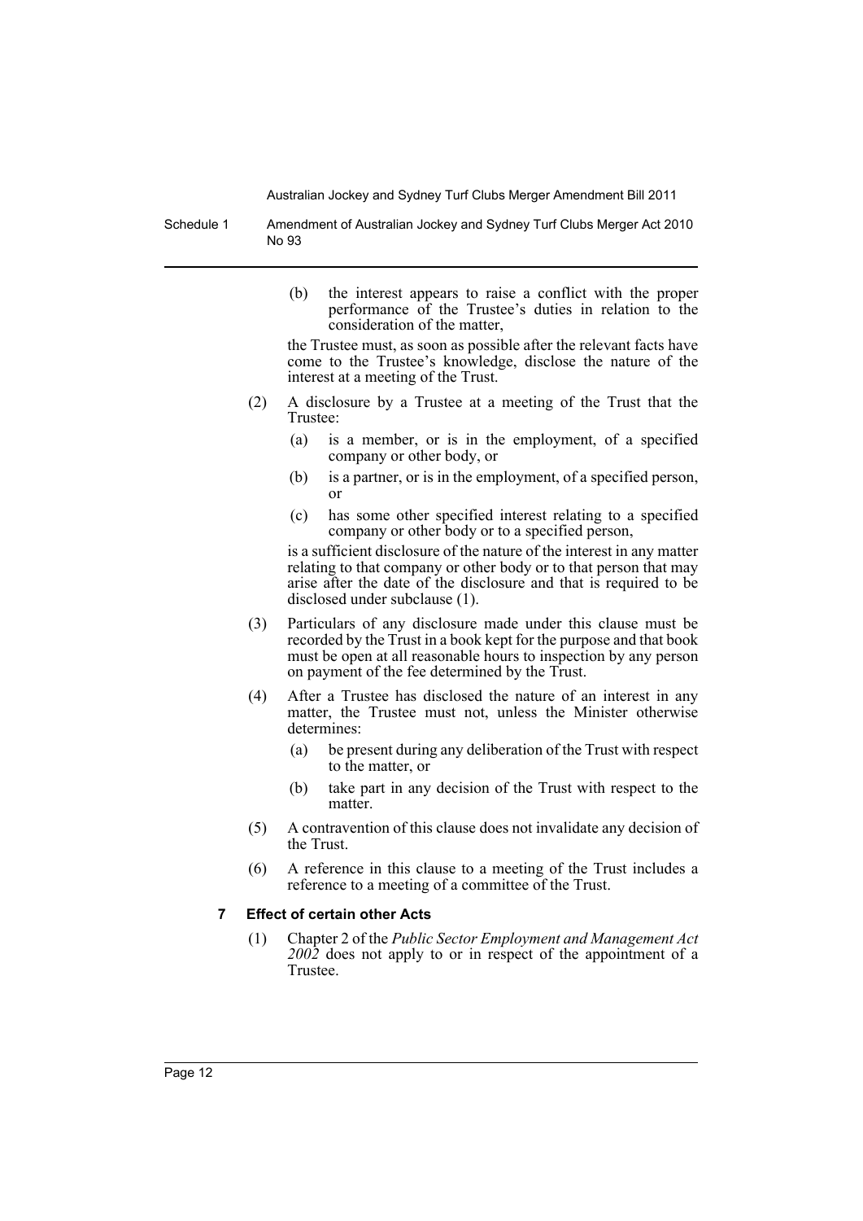(b) the interest appears to raise a conflict with the proper performance of the Trustee's duties in relation to the consideration of the matter,

the Trustee must, as soon as possible after the relevant facts have come to the Trustee's knowledge, disclose the nature of the interest at a meeting of the Trust.

(2) A disclosure by a Trustee at a meeting of the Trust that the Trustee:

(a) is a member, or is in the employment, of a specified company or other body, or

(b) is a partner, or is in the employment, of a specified person, or

(c) has some other specified interest relating to a specified company or other body or to a specified person,

is a sufficient disclosure of the nature of the interest in any matter relating to that company or other body or to that person that may arise after the date of the disclosure and that is required to be disclosed under subclause (1).

(3) Particulars of any disclosure made under this clause must be recorded by the Trust in a book kept for the purpose and that book must be open at all reasonable hours to inspection by any person on payment of the fee determined by the Trust.

(4) After a Trustee has disclosed the nature of an interest in any matter, the Trustee must not, unless the Minister otherwise determines:

(a) be present during any deliberation of the Trust with respect to the matter, or

(b) take part in any decision of the Trust with respect to the matter.

(5) A contravention of this clause does not invalidate any decision of the Trust.

(6) A reference in this clause to a meeting of the Trust includes a reference to a meeting of a committee of the Trust.

### 7 Effect of certain other Acts

(1) Chapter 2 of the *Public Sector Employment and Management Act 2002* does not apply to or in respect of the appointment of a Trustee.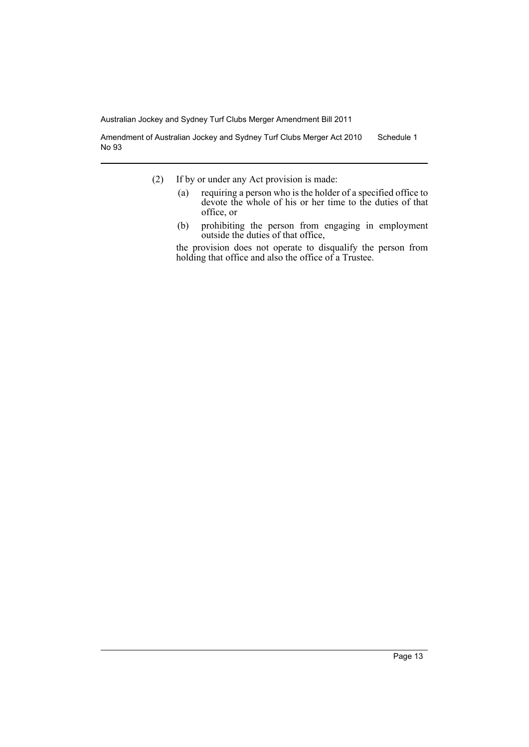(2) If by or under any Act provision is made:

(a) requiring a person who is the holder of a specified office to devote the whole of his or her time to the duties of that office, or

(b) prohibiting the person from engaging in employment outside the duties of that office,

the provision does not operate to disqualify the person from holding that office and also the office of a Trustee.